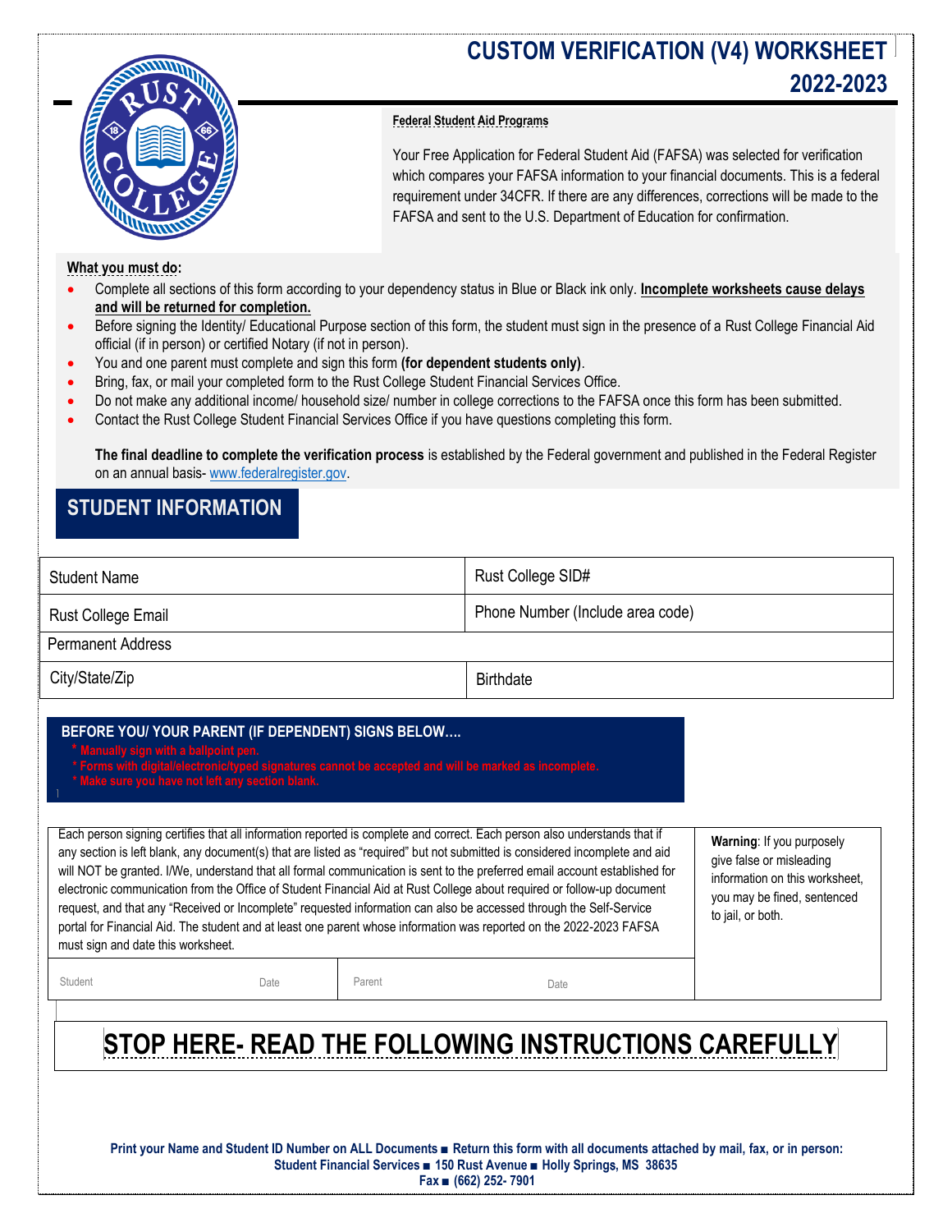# CUSTOM VERIFICATION (V4) WORKSHEET 2022-2023

**Federal Student Aid Programs**

Your Free Application for Federal Student Aid (FAFSA) was selected for verification which compares your FAFSA information to your financial documents. This is a federal requirement under 34CFR. If there are any differences, corrections will be made to the FAFSA and sent to the U.S. Department of Education for confirmation.

**What you must do:**

- Complete all sections of this form according to your dependency status in Blue or Black ink only. **Incomplete worksheets cause delays and will be returned for completion.**
- Before signing the Identity/ Educational Purpose section of this form, the student must sign in the presence of a Rust College Financial Aid official (if in person) or certified Notary (if not in person).
- You and one parent must complete and sign this form **(for dependent students only)**.
- Bring, fax, or mail your completed form to the Rust College Student Financial Services Office.
- Do not make any additional income/ household size/ number in college corrections to the FAFSA once this form has been submitted.
- Contact the Rust College Student Financial Services Office if you have questions completing this form.

**The final deadline to complete the verification process** is established by the Federal government and published in the Federal Register on an annual basis- www.federalregister.gov.

## STUDENT INFORMATION

| Student Name | Rust College SID# |
|---|---|
| Rust College Email | Phone Number (Include area code) |
| Permanent Address | |
| City/State/Zip | Birthdate |

**BEFORE YOU/ YOUR PARENT (IF DEPENDENT) SIGNS BELOW….**

- * Manually sign with a ballpoint pen.
- * Forms with digital/electronic/typed signatures cannot be accepted and will be marked as incomplete.
- * Make sure you have not left any section blank.

Each person signing certifies that all information reported is complete and correct. Each person also understands that if any section is left blank, any document(s) that are listed as "required" but not submitted is considered incomplete and aid will NOT be granted. I/We, understand that all formal communication is sent to the preferred email account established for electronic communication from the Office of Student Financial Aid at Rust College about required or follow-up document request, and that any "Received or Incomplete" requested information can also be accessed through the Self-Service portal for Financial Aid. The student and at least one parent whose information was reported on the 2022-2023 FAFSA must sign and date this worksheet.

**Warning**: If you purposely give false or misleading information on this worksheet, you may be fined, sentenced to jail, or both.

| Student | Date | Parent | Date |
|---|---|---|---|
| | | | |

# STOP HERE- READ THE FOLLOWING INSTRUCTIONS CAREFULLY

**Print your Name and Student ID Number on ALL Documents ■ Return this form with all documents attached by mail, fax, or in person: Student Financial Services ■ 150 Rust Avenue ■ Holly Springs, MS 38635 Fax ■ (662) 252- 7901**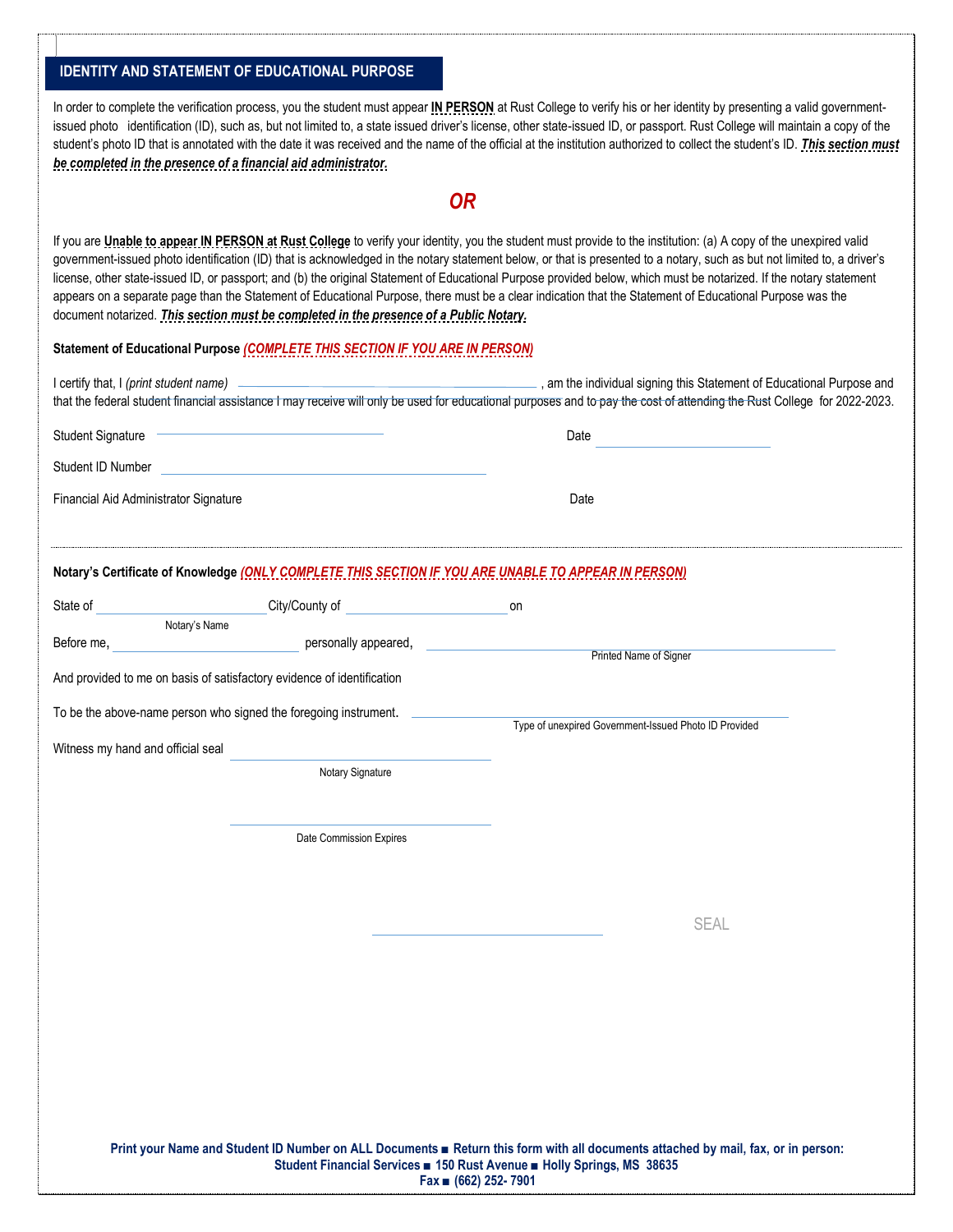## IDENTITY AND STATEMENT OF EDUCATIONAL PURPOSE

In order to complete the verification process, you the student must appear **IN PERSON** at Rust College to verify his or her identity by presenting a valid government-issued photo identification (ID), such as, but not limited to, a state issued driver's license, other state-issued ID, or passport. Rust College will maintain a copy of the student's photo ID that is annotated with the date it was received and the name of the official at the institution authorized to collect the student's ID. ***This section must be completed in the presence of a financial aid administrator.***

***OR***

If you are **Unable to appear IN PERSON at Rust College** to verify your identity, you the student must provide to the institution: (a) A copy of the unexpired valid government-issued photo identification (ID) that is acknowledged in the notary statement below, or that is presented to a notary, such as but not limited to, a driver's license, other state-issued ID, or passport; and (b) the original Statement of Educational Purpose provided below, which must be notarized. If the notary statement appears on a separate page than the Statement of Educational Purpose, there must be a clear indication that the Statement of Educational Purpose was the document notarized. ***This section must be completed in the presence of a Public Notary.***

**Statement of Educational Purpose** ***(COMPLETE THIS SECTION IF YOU ARE IN PERSON)***

I certify that, I *(print student name)* ______________________________, am the individual signing this Statement of Educational Purpose and that the federal student financial assistance I may receive will only be used for educational purposes and to pay the cost of attending the Rust College for 2022-2023.

Student Signature ______________________________ Date ____________________

Student ID Number ______________________________

Financial Aid Administrator Signature ______________________________ Date ____________________

**Notary's Certificate of Knowledge** ***(ONLY COMPLETE THIS SECTION IF YOU ARE UNABLE TO APPEAR IN PERSON)***

State of ____________________ City/County of ____________________ on

Before me, ____________________ (Notary's Name) personally appeared, ______________________________ (Printed Name of Signer)

And provided to me on basis of satisfactory evidence of identification

To be the above-name person who signed the foregoing instrument. ______________________________ (Type of unexpired Government-Issued Photo ID Provided)

Witness my hand and official seal ______________________________ (Notary Signature)

______________________________ (Date Commission Expires)

______________________________ SEAL

**Print your Name and Student ID Number on ALL Documents ■ Return this form with all documents attached by mail, fax, or in person:**
**Student Financial Services ■ 150 Rust Avenue ■ Holly Springs, MS 38635**
**Fax ■ (662) 252- 7901**